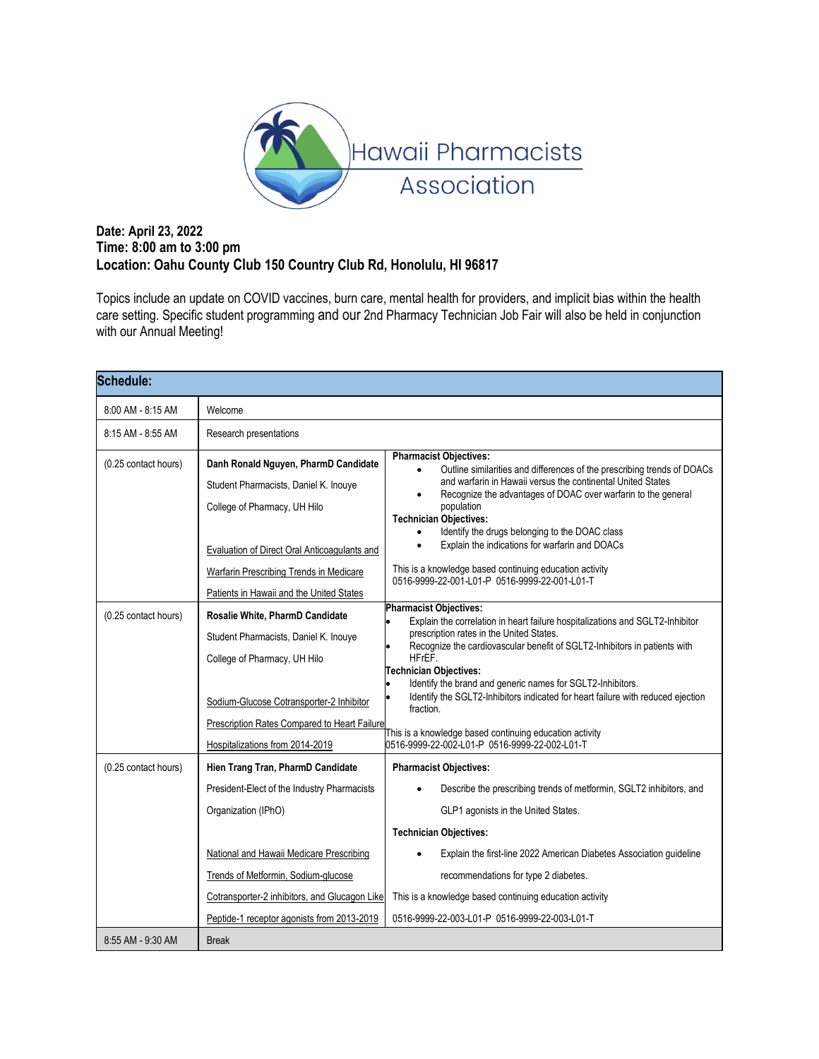Hawaii Pharmacists Association

**Date: April 23, 2022**
**Time: 8:00 am to 3:00 pm**
**Location: Oahu County Club 150 Country Club Rd, Honolulu, HI 96817**

Topics include an update on COVID vaccines, burn care, mental health for providers, and implicit bias within the health care setting. Specific student programming and our 2nd Pharmacy Technician Job Fair will also be held in conjunction with our Annual Meeting!

| **Schedule:** | | |
|---|---|---|
| 8:00 AM - 8:15 AM | Welcome | |
| 8:15 AM - 8:55 AM | Research presentations | |
| (0.25 contact hours) | **Danh Ronald Nguyen, PharmD Candidate**<br>Student Pharmacists, Daniel K. Inouye College of Pharmacy, UH Hilo<br><br>Evaluation of Direct Oral Anticoagulants and Warfarin Prescribing Trends in Medicare Patients in Hawaii and the United States | **Pharmacist Objectives:**<br>• Outline similarities and differences of the prescribing trends of DOACs and warfarin in Hawaii versus the continental United States<br>• Recognize the advantages of DOAC over warfarin to the general population<br>**Technician Objectives:**<br>• Identify the drugs belonging to the DOAC class<br>• Explain the indications for warfarin and DOACs<br><br>This is a knowledge based continuing education activity<br>0516-9999-22-001-L01-P 0516-9999-22-001-L01-T |
| (0.25 contact hours) | **Rosalie White, PharmD Candidate**<br>Student Pharmacists, Daniel K. Inouye College of Pharmacy, UH Hilo<br><br>Sodium-Glucose Cotransporter-2 Inhibitor Prescription Rates Compared to Heart Failure Hospitalizations from 2014-2019 | **Pharmacist Objectives:**<br>• Explain the correlation in heart failure hospitalizations and SGLT2-Inhibitor prescription rates in the United States.<br>• Recognize the cardiovascular benefit of SGLT2-Inhibitors in patients with HFrEF.<br>**Technician Objectives:**<br>• Identify the brand and generic names for SGLT2-Inhibitors.<br>• Identify the SGLT2-Inhibitors indicated for heart failure with reduced ejection fraction.<br><br>This is a knowledge based continuing education activity<br>0516-9999-22-002-L01-P 0516-9999-22-002-L01-T |
| (0.25 contact hours) | **Hien Trang Tran, PharmD Candidate**<br>President-Elect of the Industry Pharmacists Organization (IPhO)<br><br>National and Hawaii Medicare Prescribing Trends of Metformin, Sodium-glucose Cotransporter-2 inhibitors, and Glucagon Like Peptide-1 receptor agonists from 2013-2019 | **Pharmacist Objectives:**<br>• Describe the prescribing trends of metformin, SGLT2 inhibitors, and GLP1 agonists in the United States.<br>**Technician Objectives:**<br>• Explain the first-line 2022 American Diabetes Association guideline recommendations for type 2 diabetes.<br>This is a knowledge based continuing education activity<br>0516-9999-22-003-L01-P 0516-9999-22-003-L01-T |
| 8:55 AM - 9:30 AM | Break | |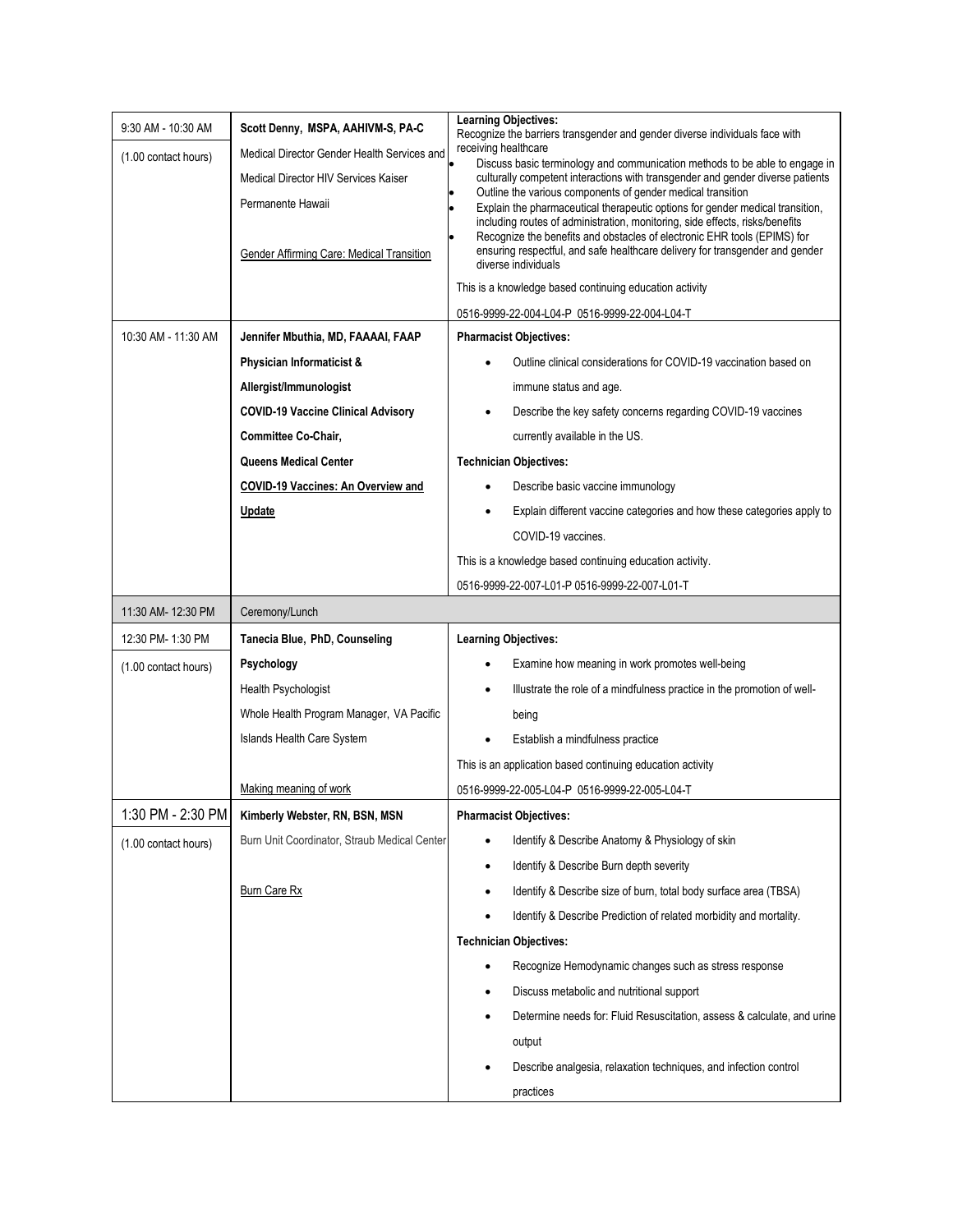| 9:30 AM - 10:30 AM<br><br>(1.00 contact hours) | **Scott Denny, MSPA, AAHIVM-S, PA-C**<br><br>Medical Director Gender Health Services and Medical Director HIV Services Kaiser Permanente Hawaii<br><br>Gender Affirming Care: Medical Transition | **Learning Objectives:**<br>Recognize the barriers transgender and gender diverse individuals face with receiving healthcare<br>• Discuss basic terminology and communication methods to be able to engage in culturally competent interactions with transgender and gender diverse patients<br>• Outline the various components of gender medical transition<br>• Explain the pharmaceutical therapeutic options for gender medical transition, including routes of administration, monitoring, side effects, risks/benefits<br>• Recognize the benefits and obstacles of electronic EHR tools (EPIMS) for ensuring respectful, and safe healthcare delivery for transgender and gender diverse individuals<br><br>This is a knowledge based continuing education activity<br><br>0516-9999-22-004-L04-P 0516-9999-22-004-L04-T |
|---|---|---|
| 10:30 AM - 11:30 AM | **Jennifer Mbuthia, MD, FAAAAI, FAAP**<br><br>**Physician Informaticist & Allergist/Immunologist**<br><br>**COVID-19 Vaccine Clinical Advisory Committee Co-Chair,**<br><br>**Queens Medical Center**<br><br>**COVID-19 Vaccines: An Overview and Update** | **Pharmacist Objectives:**<br>• Outline clinical considerations for COVID-19 vaccination based on immune status and age.<br>• Describe the key safety concerns regarding COVID-19 vaccines currently available in the US.<br><br>**Technician Objectives:**<br>• Describe basic vaccine immunology<br>• Explain different vaccine categories and how these categories apply to COVID-19 vaccines.<br><br>This is a knowledge based continuing education activity.<br><br>0516-9999-22-007-L01-P 0516-9999-22-007-L01-T |
| 11:30 AM- 12:30 PM | Ceremony/Lunch | |
| 12:30 PM- 1:30 PM<br><br>(1.00 contact hours) | **Tanecia Blue, PhD, Counseling Psychology**<br><br>Health Psychologist<br><br>Whole Health Program Manager, VA Pacific Islands Health Care System<br><br>Making meaning of work | **Learning Objectives:**<br>• Examine how meaning in work promotes well-being<br>• Illustrate the role of a mindfulness practice in the promotion of well-being<br>• Establish a mindfulness practice<br><br>This is an application based continuing education activity<br><br>0516-9999-22-005-L04-P 0516-9999-22-005-L04-T |
| 1:30 PM - 2:30 PM<br><br>(1.00 contact hours) | **Kimberly Webster, RN, BSN, MSN**<br><br>Burn Unit Coordinator, Straub Medical Center<br><br>Burn Care Rx | **Pharmacist Objectives:**<br>• Identify & Describe Anatomy & Physiology of skin<br>• Identify & Describe Burn depth severity<br>• Identify & Describe size of burn, total body surface area (TBSA)<br>• Identify & Describe Prediction of related morbidity and mortality.<br><br>**Technician Objectives:**<br>• Recognize Hemodynamic changes such as stress response<br>• Discuss metabolic and nutritional support<br>• Determine needs for: Fluid Resuscitation, assess & calculate, and urine output<br>• Describe analgesia, relaxation techniques, and infection control practices |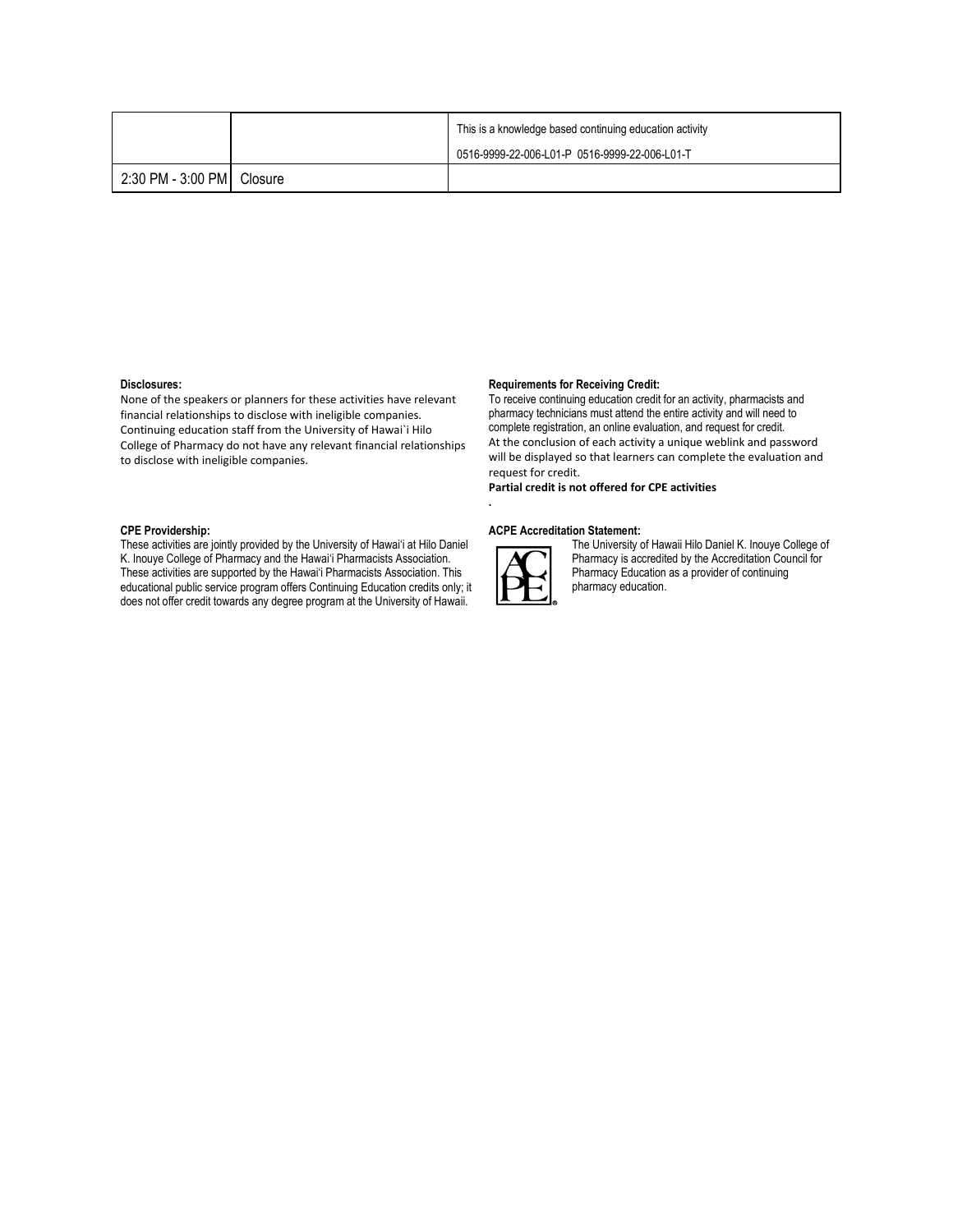| | | |
|---|---|---|
| | | This is a knowledge based continuing education activity<br>0516-9999-22-006-L01-P 0516-9999-22-006-L01-T |
| 2:30 PM - 3:00 PM | Closure | |

**Disclosures:**

None of the speakers or planners for these activities have relevant financial relationships to disclose with ineligible companies. Continuing education staff from the University of Hawai`i Hilo College of Pharmacy do not have any relevant financial relationships to disclose with ineligible companies.

**CPE Providership:**

These activities are jointly provided by the University of Hawai'i at Hilo Daniel K. Inouye College of Pharmacy and the Hawai'i Pharmacists Association. These activities are supported by the Hawai'i Pharmacists Association. This educational public service program offers Continuing Education credits only; it does not offer credit towards any degree program at the University of Hawaii.

**Requirements for Receiving Credit:**

To receive continuing education credit for an activity, pharmacists and pharmacy technicians must attend the entire activity and will need to complete registration, an online evaluation, and request for credit. At the conclusion of each activity a unique weblink and password will be displayed so that learners can complete the evaluation and request for credit.

**Partial credit is not offered for CPE activities**

.

**ACPE Accreditation Statement:**

The University of Hawaii Hilo Daniel K. Inouye College of Pharmacy is accredited by the Accreditation Council for Pharmacy Education as a provider of continuing pharmacy education.